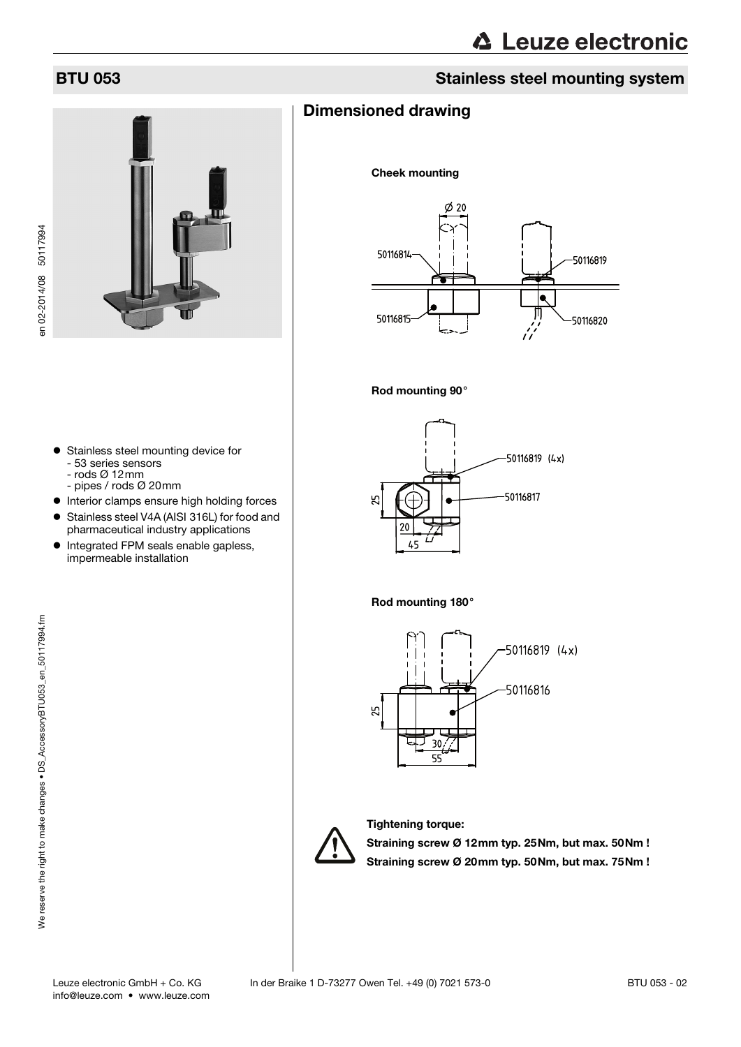# BTU 053

## Stainless steel mounting system

- Stainless steel mounting device for
  - 53 series sensors
  - rods Ø 12mm
  - pipes / rods Ø 20mm
- Interior clamps ensure high holding forces
- Stainless steel V4A (AISI 316L) for food and pharmaceutical industry applications
- Integrated FPM seals enable gapless, impermeable installation

## Dimensioned drawing

**Cheek mounting**

Ø 20

50116814

50116819

50116815

50116820

**Rod mounting 90°**

50116819 (4x)

50116817

25

20

45

**Rod mounting 180°**

50116819 (4x)

50116816

25

30

55

**Tightening torque:**

**Straining screw Ø 12mm typ. 25Nm, but max. 50Nm !**

**Straining screw Ø 20mm typ. 50Nm, but max. 75Nm !**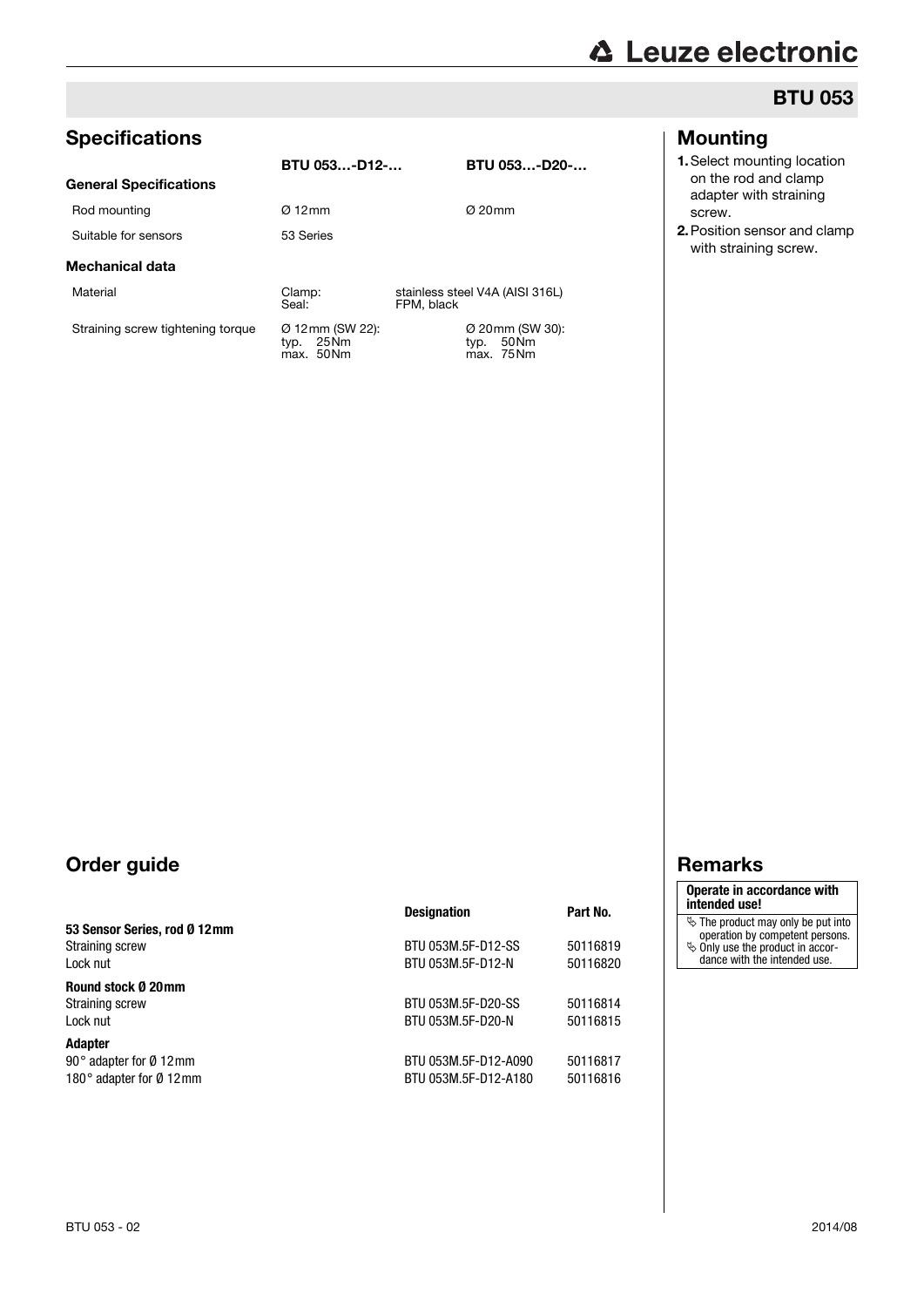## BTU 053

## Specifications

| | BTU 053…-D12-… | BTU 053…-D20-… |
|---|---|---|
| **General Specifications** | | |
| Rod mounting | Ø 12mm | Ø 20mm |
| Suitable for sensors | 53 Series | |
| **Mechanical data** | | |
| Material | Clamp: stainless steel V4A (AISI 316L)<br>Seal: FPM, black | |
| Straining screw tightening torque | Ø 12mm (SW 22):<br>typ. 25Nm<br>max. 50Nm | Ø 20mm (SW 30):<br>typ. 50Nm<br>max. 75Nm |

## Mounting

1. Select mounting location on the rod and clamp adapter with straining screw.
2. Position sensor and clamp with straining screw.

## Order guide

| | Designation | Part No. |
|---|---|---|
| **53 Sensor Series, rod Ø 12mm** | | |
| Straining screw | BTU 053M.5F-D12-SS | 50116819 |
| Lock nut | BTU 053M.5F-D12-N | 50116820 |
| **Round stock Ø 20mm** | | |
| Straining screw | BTU 053M.5F-D20-SS | 50116814 |
| Lock nut | BTU 053M.5F-D20-N | 50116815 |
| **Adapter** | | |
| 90° adapter for Ø 12mm | BTU 053M.5F-D12-A090 | 50116817 |
| 180° adapter for Ø 12mm | BTU 053M.5F-D12-A180 | 50116816 |

## Remarks

**Operate in accordance with intended use!**

- The product may only be put into operation by competent persons.
- Only use the product in accordance with the intended use.